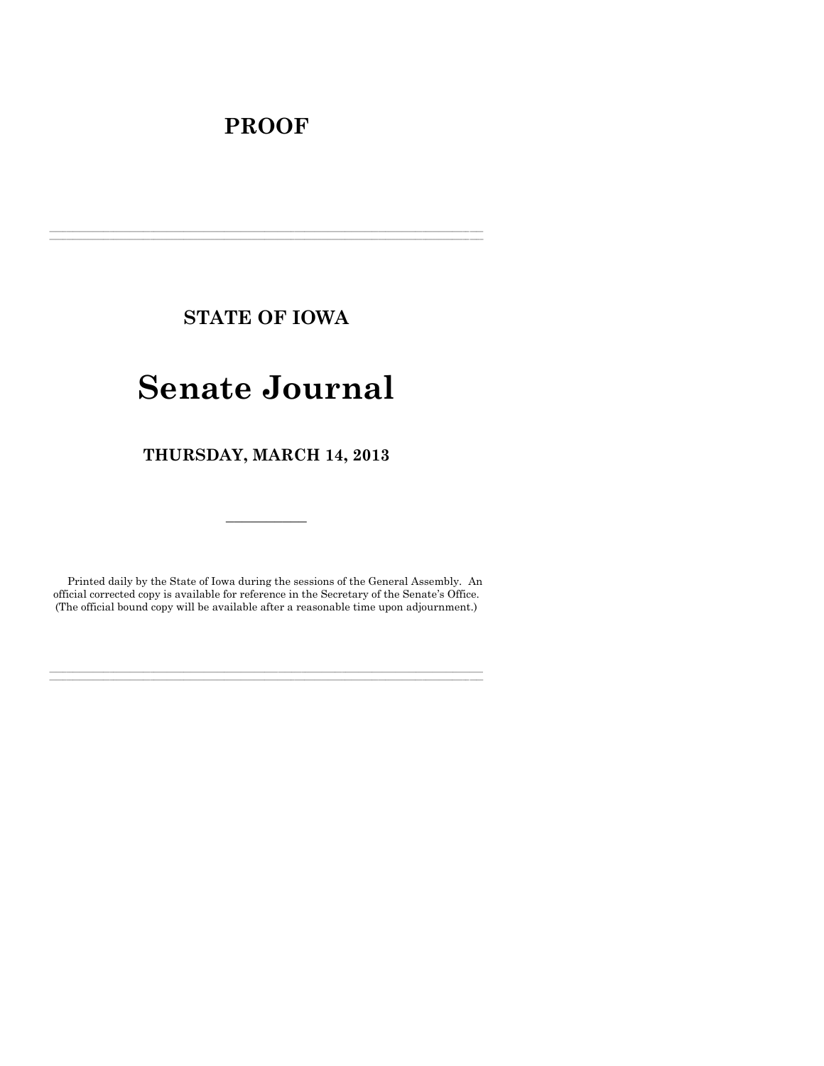# PROOF

---

## STATE OF IOWA

# Senate Journal

## THURSDAY, MARCH 14, 2013

---

Printed daily by the State of Iowa during the sessions of the General Assembly. An official corrected copy is available for reference in the Secretary of the Senate's Office. (The official bound copy will be available after a reasonable time upon adjournment.)

---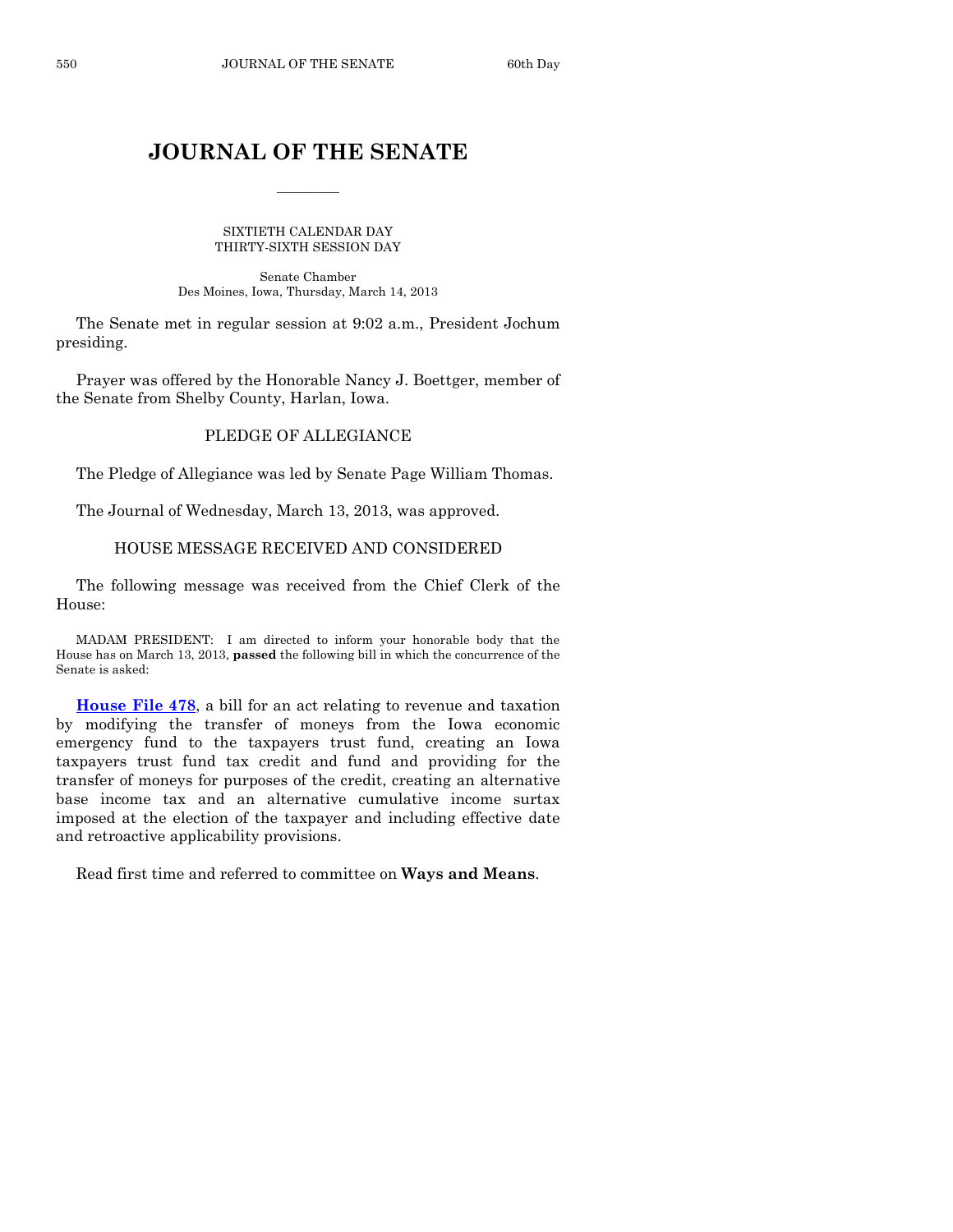# JOURNAL OF THE SENATE

SIXTIETH CALENDAR DAY
THIRTY-SIXTH SESSION DAY

Senate Chamber
Des Moines, Iowa, Thursday, March 14, 2013

The Senate met in regular session at 9:02 a.m., President Jochum presiding.

Prayer was offered by the Honorable Nancy J. Boettger, member of the Senate from Shelby County, Harlan, Iowa.

## PLEDGE OF ALLEGIANCE

The Pledge of Allegiance was led by Senate Page William Thomas.

The Journal of Wednesday, March 13, 2013, was approved.

## HOUSE MESSAGE RECEIVED AND CONSIDERED

The following message was received from the Chief Clerk of the House:

MADAM PRESIDENT: I am directed to inform your honorable body that the House has on March 13, 2013, **passed** the following bill in which the concurrence of the Senate is asked:

**House File 478**, a bill for an act relating to revenue and taxation by modifying the transfer of moneys from the Iowa economic emergency fund to the taxpayers trust fund, creating an Iowa taxpayers trust fund tax credit and fund and providing for the transfer of moneys for purposes of the credit, creating an alternative base income tax and an alternative cumulative income surtax imposed at the election of the taxpayer and including effective date and retroactive applicability provisions.

Read first time and referred to committee on **Ways and Means**.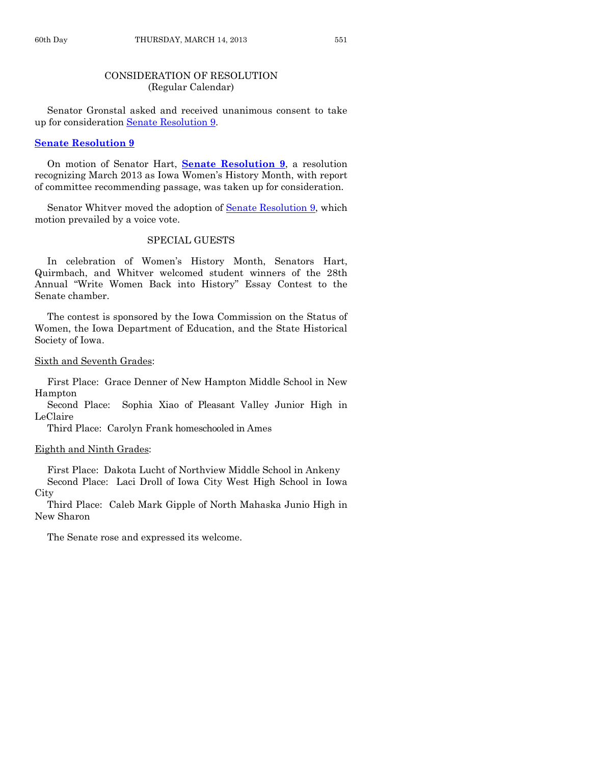## CONSIDERATION OF RESOLUTION
(Regular Calendar)

Senator Gronstal asked and received unanimous consent to take up for consideration Senate Resolution 9.

**Senate Resolution 9**

On motion of Senator Hart, **Senate Resolution 9**, a resolution recognizing March 2013 as Iowa Women's History Month, with report of committee recommending passage, was taken up for consideration.

Senator Whitver moved the adoption of Senate Resolution 9, which motion prevailed by a voice vote.

## SPECIAL GUESTS

In celebration of Women's History Month, Senators Hart, Quirmbach, and Whitver welcomed student winners of the 28th Annual "Write Women Back into History" Essay Contest to the Senate chamber.

The contest is sponsored by the Iowa Commission on the Status of Women, the Iowa Department of Education, and the State Historical Society of Iowa.

Sixth and Seventh Grades:

First Place: Grace Denner of New Hampton Middle School in New Hampton
Second Place: Sophia Xiao of Pleasant Valley Junior High in LeClaire
Third Place: Carolyn Frank homeschooled in Ames

Eighth and Ninth Grades:

First Place: Dakota Lucht of Northview Middle School in Ankeny
Second Place: Laci Droll of Iowa City West High School in Iowa City
Third Place: Caleb Mark Gipple of North Mahaska Junio High in New Sharon

The Senate rose and expressed its welcome.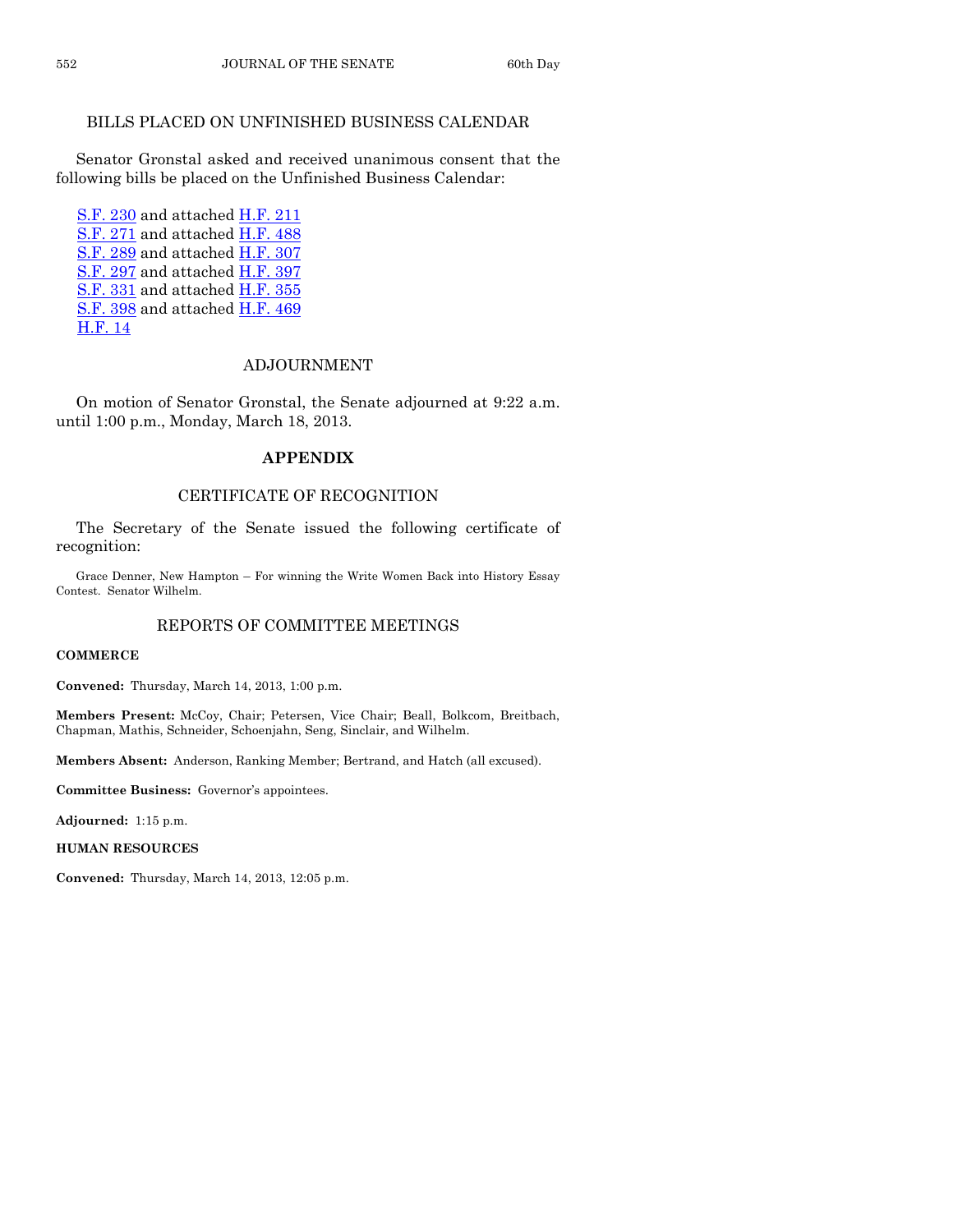## BILLS PLACED ON UNFINISHED BUSINESS CALENDAR

Senator Gronstal asked and received unanimous consent that the following bills be placed on the Unfinished Business Calendar:

S.F. 230 and attached H.F. 211
S.F. 271 and attached H.F. 488
S.F. 289 and attached H.F. 307
S.F. 297 and attached H.F. 397
S.F. 331 and attached H.F. 355
S.F. 398 and attached H.F. 469
H.F. 14

## ADJOURNMENT

On motion of Senator Gronstal, the Senate adjourned at 9:22 a.m. until 1:00 p.m., Monday, March 18, 2013.

# APPENDIX

## CERTIFICATE OF RECOGNITION

The Secretary of the Senate issued the following certificate of recognition:

Grace Denner, New Hampton – For winning the Write Women Back into History Essay Contest. Senator Wilhelm.

## REPORTS OF COMMITTEE MEETINGS

**COMMERCE**

**Convened:** Thursday, March 14, 2013, 1:00 p.m.

**Members Present:** McCoy, Chair; Petersen, Vice Chair; Beall, Bolkcom, Breitbach, Chapman, Mathis, Schneider, Schoenjahn, Seng, Sinclair, and Wilhelm.

**Members Absent:** Anderson, Ranking Member; Bertrand, and Hatch (all excused).

**Committee Business:** Governor's appointees.

**Adjourned:** 1:15 p.m.

**HUMAN RESOURCES**

**Convened:** Thursday, March 14, 2013, 12:05 p.m.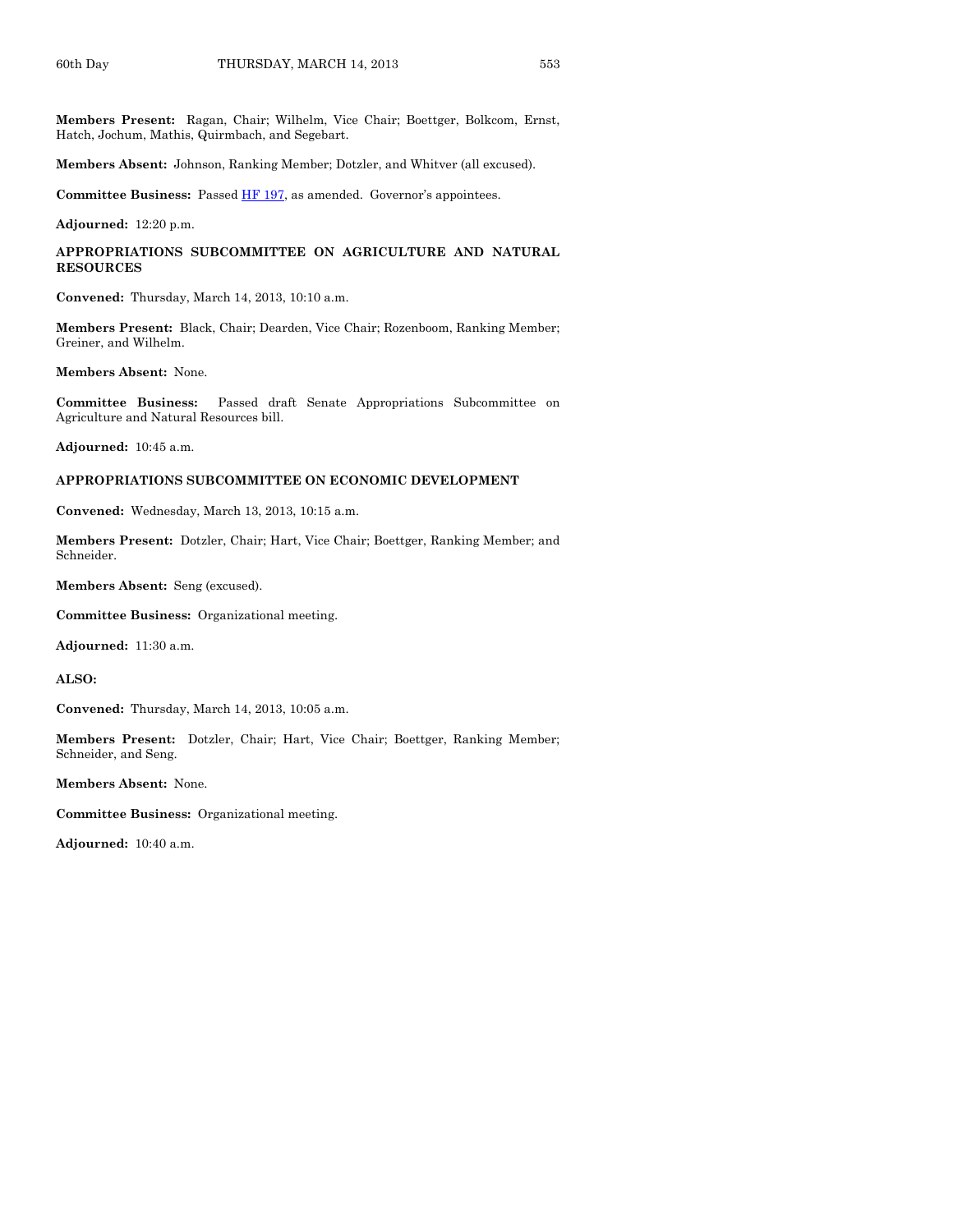**Members Present:** Ragan, Chair; Wilhelm, Vice Chair; Boettger, Bolkcom, Ernst, Hatch, Jochum, Mathis, Quirmbach, and Segebart.

**Members Absent:** Johnson, Ranking Member; Dotzler, and Whitver (all excused).

**Committee Business:** Passed HF 197, as amended. Governor's appointees.

**Adjourned:** 12:20 p.m.

**APPROPRIATIONS SUBCOMMITTEE ON AGRICULTURE AND NATURAL RESOURCES**

**Convened:** Thursday, March 14, 2013, 10:10 a.m.

**Members Present:** Black, Chair; Dearden, Vice Chair; Rozenboom, Ranking Member; Greiner, and Wilhelm.

**Members Absent:** None.

**Committee Business:** Passed draft Senate Appropriations Subcommittee on Agriculture and Natural Resources bill.

**Adjourned:** 10:45 a.m.

**APPROPRIATIONS SUBCOMMITTEE ON ECONOMIC DEVELOPMENT**

**Convened:** Wednesday, March 13, 2013, 10:15 a.m.

**Members Present:** Dotzler, Chair; Hart, Vice Chair; Boettger, Ranking Member; and Schneider.

**Members Absent:** Seng (excused).

**Committee Business:** Organizational meeting.

**Adjourned:** 11:30 a.m.

**ALSO:**

**Convened:** Thursday, March 14, 2013, 10:05 a.m.

**Members Present:** Dotzler, Chair; Hart, Vice Chair; Boettger, Ranking Member; Schneider, and Seng.

**Members Absent:** None.

**Committee Business:** Organizational meeting.

**Adjourned:** 10:40 a.m.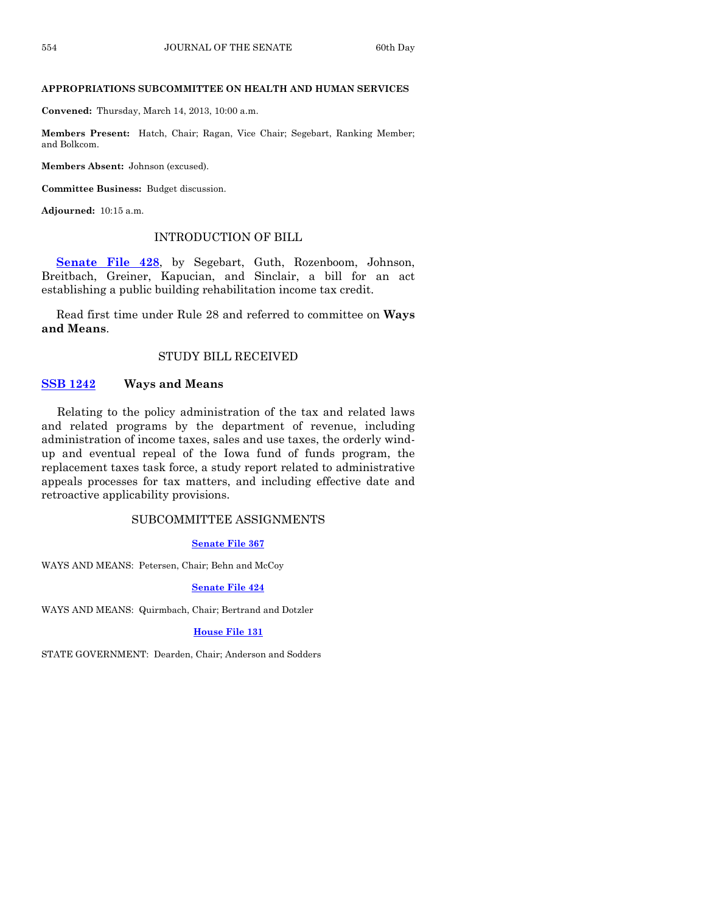**APPROPRIATIONS SUBCOMMITTEE ON HEALTH AND HUMAN SERVICES**

**Convened:** Thursday, March 14, 2013, 10:00 a.m.

**Members Present:** Hatch, Chair; Ragan, Vice Chair; Segebart, Ranking Member; and Bolkcom.

**Members Absent:** Johnson (excused).

**Committee Business:** Budget discussion.

**Adjourned:** 10:15 a.m.

## INTRODUCTION OF BILL

**Senate File 428**, by Segebart, Guth, Rozenboom, Johnson, Breitbach, Greiner, Kapucian, and Sinclair, a bill for an act establishing a public building rehabilitation income tax credit.

Read first time under Rule 28 and referred to committee on **Ways and Means**.

## STUDY BILL RECEIVED

**SSB 1242** **Ways and Means**

Relating to the policy administration of the tax and related laws and related programs by the department of revenue, including administration of income taxes, sales and use taxes, the orderly wind-up and eventual repeal of the Iowa fund of funds program, the replacement taxes task force, a study report related to administrative appeals processes for tax matters, and including effective date and retroactive applicability provisions.

## SUBCOMMITTEE ASSIGNMENTS

**Senate File 367**

WAYS AND MEANS: Petersen, Chair; Behn and McCoy

**Senate File 424**

WAYS AND MEANS: Quirmbach, Chair; Bertrand and Dotzler

**House File 131**

STATE GOVERNMENT: Dearden, Chair; Anderson and Sodders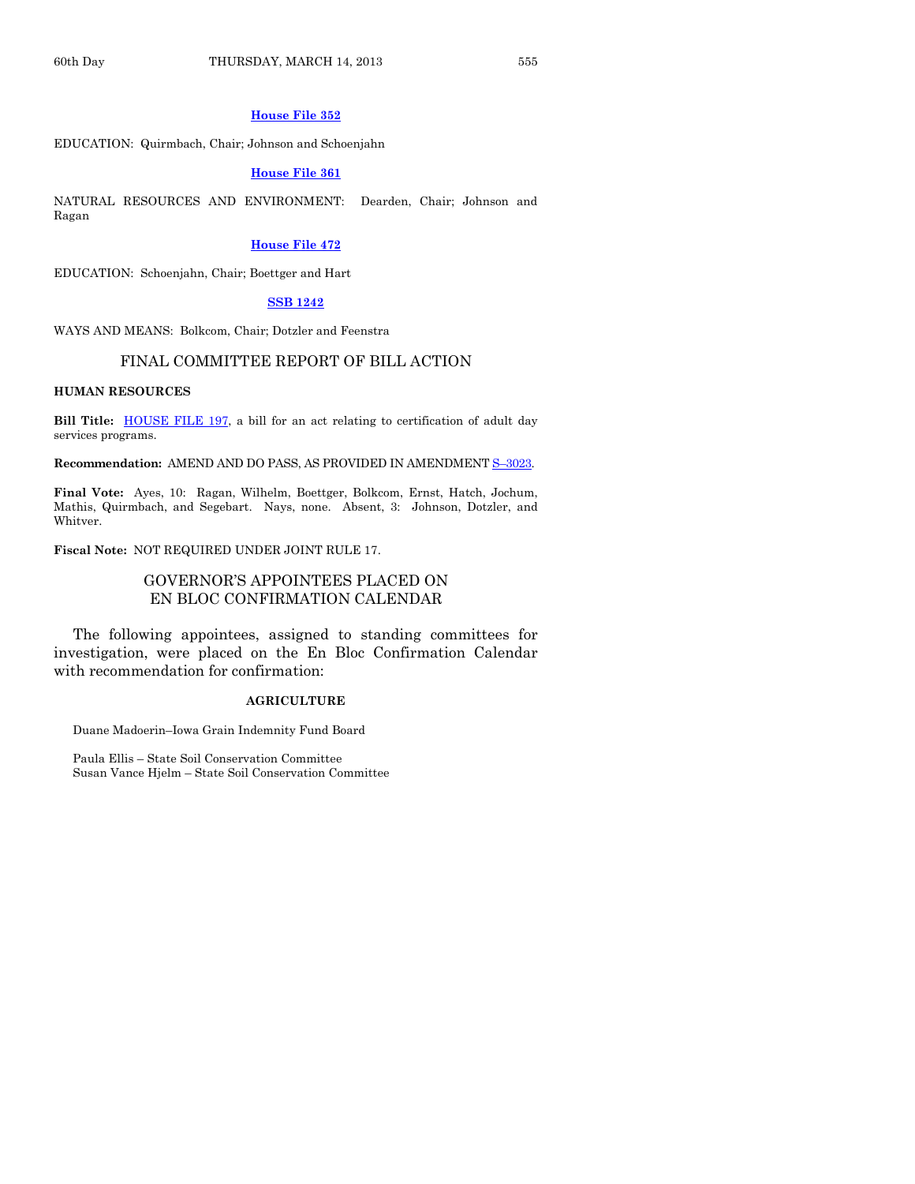**House File 352**

EDUCATION: Quirmbach, Chair; Johnson and Schoenjahn

**House File 361**

NATURAL RESOURCES AND ENVIRONMENT: Dearden, Chair; Johnson and Ragan

**House File 472**

EDUCATION: Schoenjahn, Chair; Boettger and Hart

**SSB 1242**

WAYS AND MEANS: Bolkcom, Chair; Dotzler and Feenstra

## FINAL COMMITTEE REPORT OF BILL ACTION

**HUMAN RESOURCES**

**Bill Title:** HOUSE FILE 197, a bill for an act relating to certification of adult day services programs.

**Recommendation:** AMEND AND DO PASS, AS PROVIDED IN AMENDMENT S–3023.

**Final Vote:** Ayes, 10: Ragan, Wilhelm, Boettger, Bolkcom, Ernst, Hatch, Jochum, Mathis, Quirmbach, and Segebart. Nays, none. Absent, 3: Johnson, Dotzler, and Whitver.

**Fiscal Note:** NOT REQUIRED UNDER JOINT RULE 17.

## GOVERNOR'S APPOINTEES PLACED ON EN BLOC CONFIRMATION CALENDAR

The following appointees, assigned to standing committees for investigation, were placed on the En Bloc Confirmation Calendar with recommendation for confirmation:

**AGRICULTURE**

Duane Madoerin–Iowa Grain Indemnity Fund Board

Paula Ellis – State Soil Conservation Committee
Susan Vance Hjelm – State Soil Conservation Committee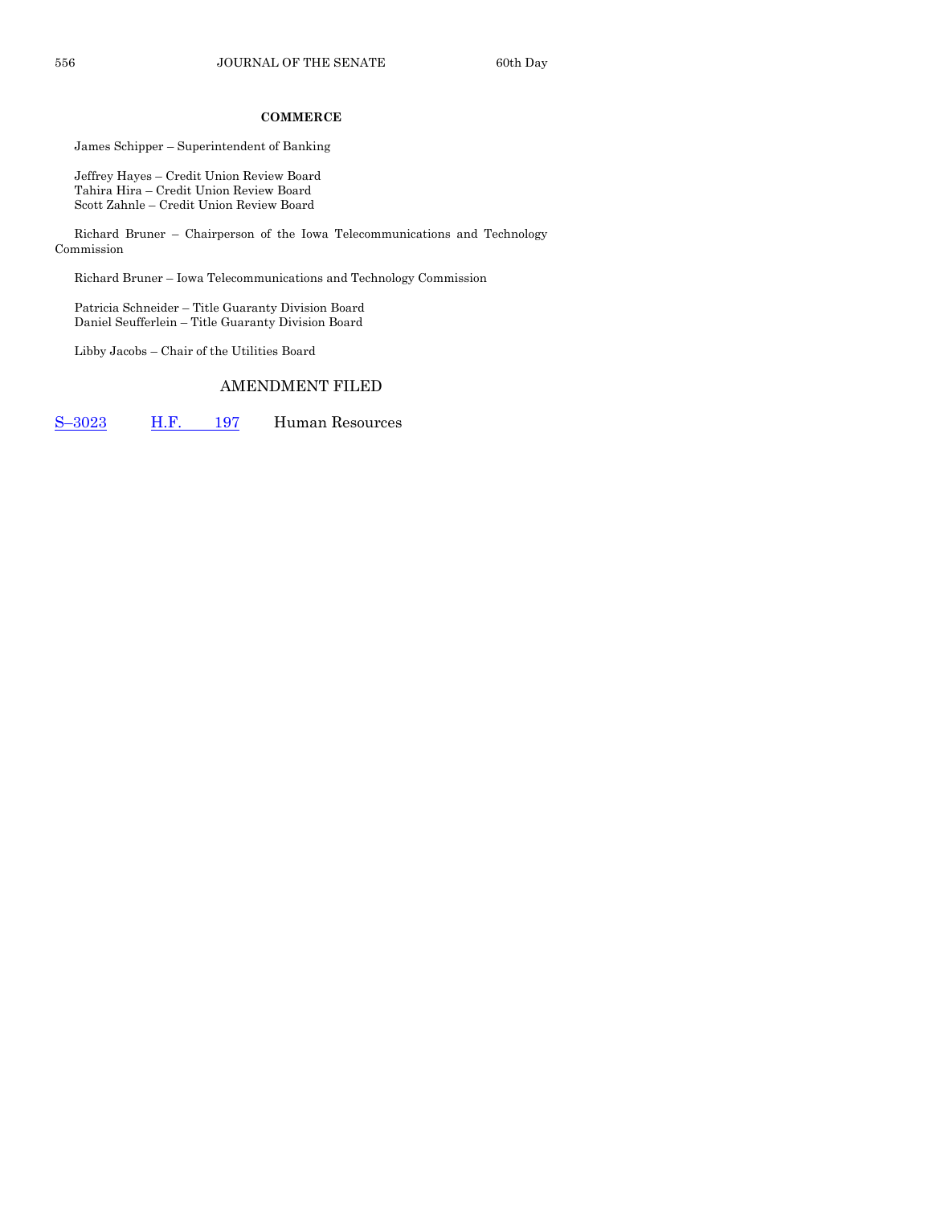**COMMERCE**

James Schipper – Superintendent of Banking

Jeffrey Hayes – Credit Union Review Board
Tahira Hira – Credit Union Review Board
Scott Zahnle – Credit Union Review Board

Richard Bruner – Chairperson of the Iowa Telecommunications and Technology Commission

Richard Bruner – Iowa Telecommunications and Technology Commission

Patricia Schneider – Title Guaranty Division Board
Daniel Seufferlein – Title Guaranty Division Board

Libby Jacobs – Chair of the Utilities Board

## AMENDMENT FILED

| | | |
|---|---|---|
| S–3023 | H.F. 197 | Human Resources |